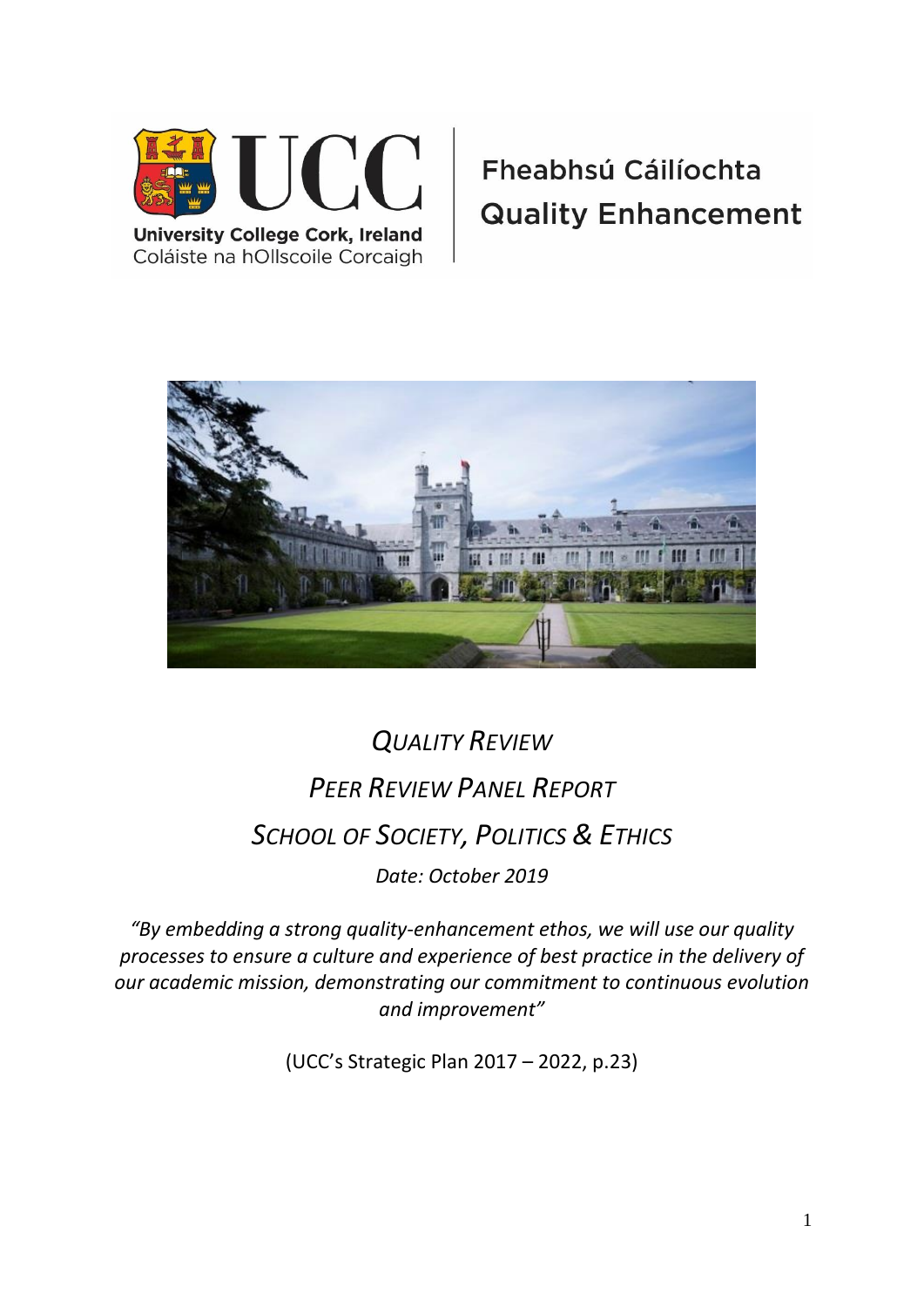University College Cork, Ireland
Coláiste na hOllscoile Corcaigh

Fheabhsú Cáilíochta
Quality Enhancement

# *QUALITY REVIEW*

# *PEER REVIEW PANEL REPORT*

# *SCHOOL OF SOCIETY, POLITICS & ETHICS*

*Date: October 2019*

*"By embedding a strong quality-enhancement ethos, we will use our quality processes to ensure a culture and experience of best practice in the delivery of our academic mission, demonstrating our commitment to continuous evolution and improvement"*

(UCC's Strategic Plan 2017 – 2022, p.23)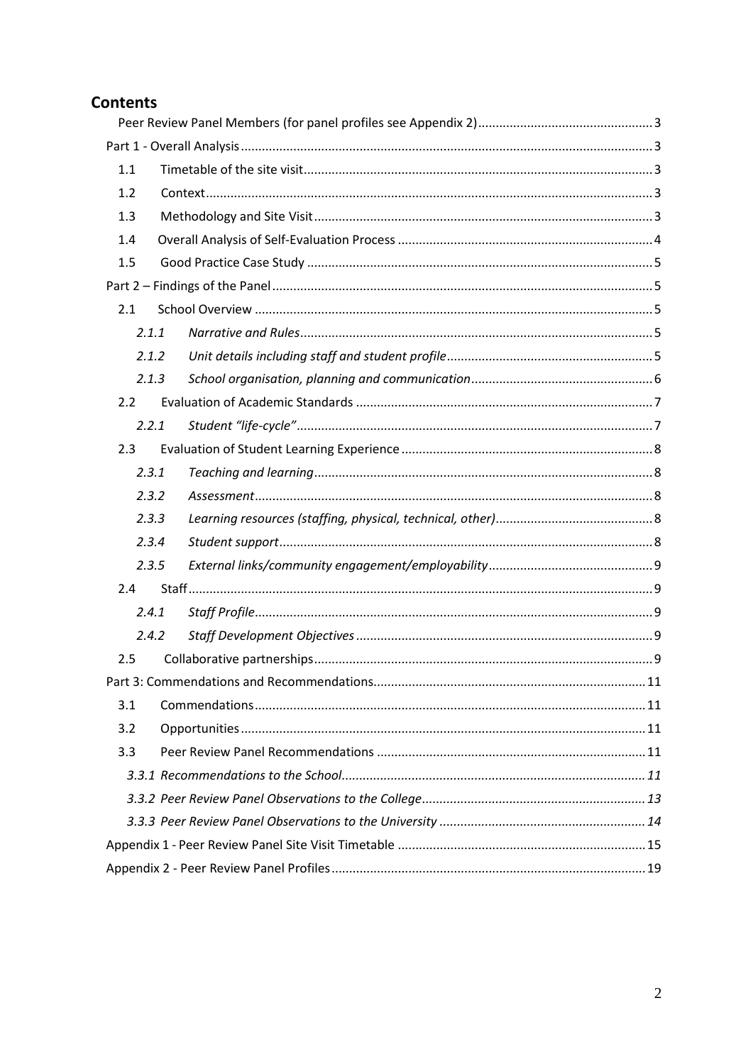## Contents

- Peer Review Panel Members (for panel profiles see Appendix 2) .......... 3
- Part 1 - Overall Analysis .......... 3
  - 1.1 Timetable of the site visit .......... 3
  - 1.2 Context .......... 3
  - 1.3 Methodology and Site Visit .......... 3
  - 1.4 Overall Analysis of Self-Evaluation Process .......... 4
  - 1.5 Good Practice Case Study .......... 5
- Part 2 – Findings of the Panel .......... 5
  - 2.1 School Overview .......... 5
    - *2.1.1 Narrative and Rules* .......... 5
    - *2.1.2 Unit details including staff and student profile* .......... 5
    - *2.1.3 School organisation, planning and communication* .......... 6
  - 2.2 Evaluation of Academic Standards .......... 7
    - *2.2.1 Student "life-cycle"* .......... 7
  - 2.3 Evaluation of Student Learning Experience .......... 8
    - *2.3.1 Teaching and learning* .......... 8
    - *2.3.2 Assessment* .......... 8
    - *2.3.3 Learning resources (staffing, physical, technical, other)* .......... 8
    - *2.3.4 Student support* .......... 8
    - *2.3.5 External links/community engagement/employability* .......... 9
  - 2.4 Staff .......... 9
    - *2.4.1 Staff Profile* .......... 9
    - *2.4.2 Staff Development Objectives* .......... 9
  - 2.5 Collaborative partnerships .......... 9
- Part 3: Commendations and Recommendations .......... 11
  - 3.1 Commendations .......... 11
  - 3.2 Opportunities .......... 11
  - 3.3 Peer Review Panel Recommendations .......... 11
    - *3.3.1 Recommendations to the School* .......... 11
    - *3.3.2 Peer Review Panel Observations to the College* .......... 13
    - *3.3.3 Peer Review Panel Observations to the University* .......... 14
- Appendix 1 - Peer Review Panel Site Visit Timetable .......... 15
- Appendix 2 - Peer Review Panel Profiles .......... 19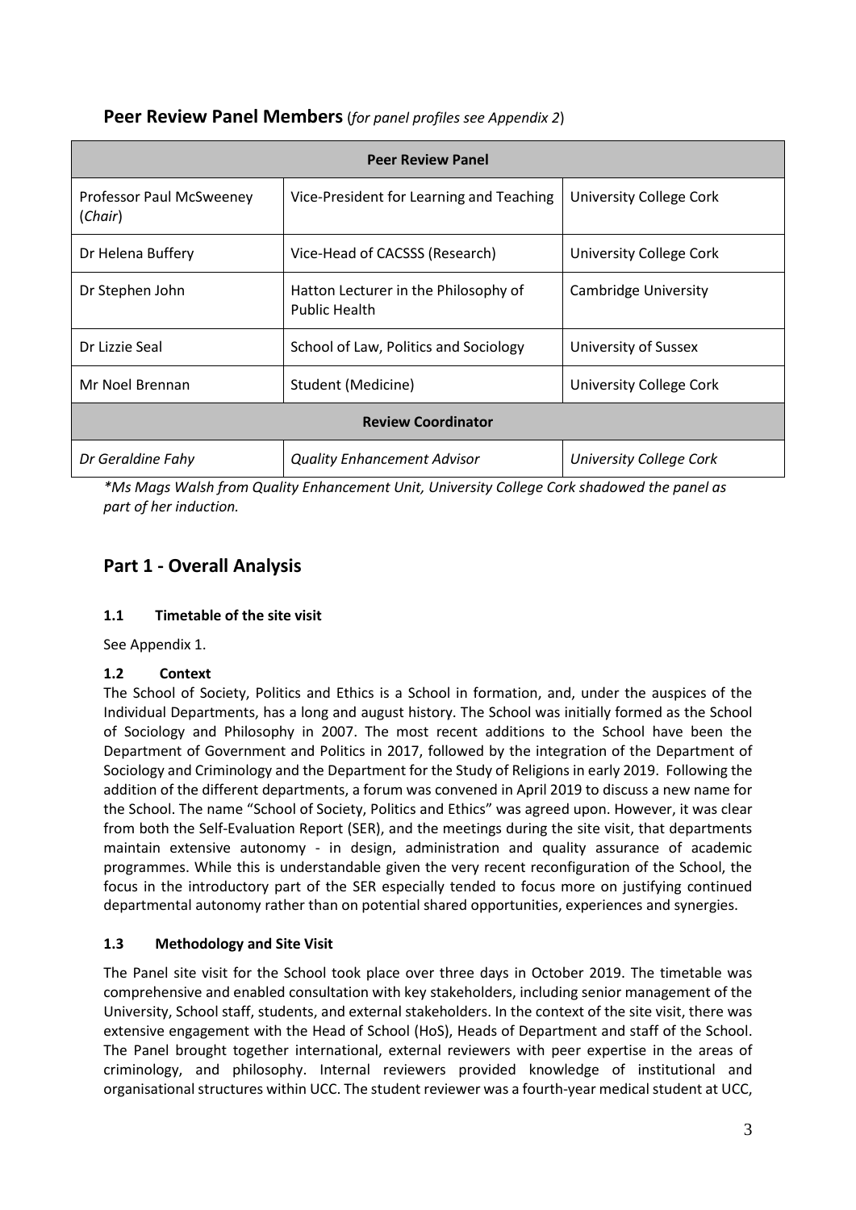## Peer Review Panel Members (*for panel profiles see Appendix 2*)

| Peer Review Panel | | |
|---|---|---|
| Professor Paul McSweeney (*Chair*) | Vice-President for Learning and Teaching | University College Cork |
| Dr Helena Buffery | Vice-Head of CACSSS (Research) | University College Cork |
| Dr Stephen John | Hatton Lecturer in the Philosophy of Public Health | Cambridge University |
| Dr Lizzie Seal | School of Law, Politics and Sociology | University of Sussex |
| Mr Noel Brennan | Student (Medicine) | University College Cork |
| **Review Coordinator** | | |
| *Dr Geraldine Fahy* | *Quality Enhancement Advisor* | *University College Cork* |

*\*Ms Mags Walsh from Quality Enhancement Unit, University College Cork shadowed the panel as part of her induction.*

## Part 1 - Overall Analysis

### 1.1 Timetable of the site visit

See Appendix 1.

### 1.2 Context

The School of Society, Politics and Ethics is a School in formation, and, under the auspices of the Individual Departments, has a long and august history. The School was initially formed as the School of Sociology and Philosophy in 2007. The most recent additions to the School have been the Department of Government and Politics in 2017, followed by the integration of the Department of Sociology and Criminology and the Department for the Study of Religions in early 2019. Following the addition of the different departments, a forum was convened in April 2019 to discuss a new name for the School. The name "School of Society, Politics and Ethics" was agreed upon. However, it was clear from both the Self-Evaluation Report (SER), and the meetings during the site visit, that departments maintain extensive autonomy - in design, administration and quality assurance of academic programmes. While this is understandable given the very recent reconfiguration of the School, the focus in the introductory part of the SER especially tended to focus more on justifying continued departmental autonomy rather than on potential shared opportunities, experiences and synergies.

### 1.3 Methodology and Site Visit

The Panel site visit for the School took place over three days in October 2019. The timetable was comprehensive and enabled consultation with key stakeholders, including senior management of the University, School staff, students, and external stakeholders. In the context of the site visit, there was extensive engagement with the Head of School (HoS), Heads of Department and staff of the School. The Panel brought together international, external reviewers with peer expertise in the areas of criminology, and philosophy. Internal reviewers provided knowledge of institutional and organisational structures within UCC. The student reviewer was a fourth-year medical student at UCC,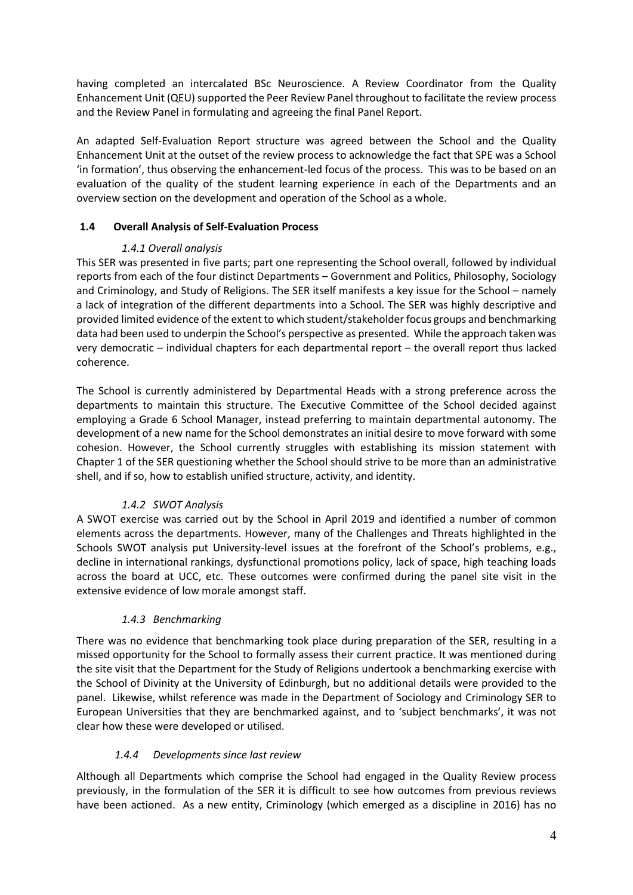having completed an intercalated BSc Neuroscience. A Review Coordinator from the Quality Enhancement Unit (QEU) supported the Peer Review Panel throughout to facilitate the review process and the Review Panel in formulating and agreeing the final Panel Report.

An adapted Self-Evaluation Report structure was agreed between the School and the Quality Enhancement Unit at the outset of the review process to acknowledge the fact that SPE was a School 'in formation', thus observing the enhancement-led focus of the process. This was to be based on an evaluation of the quality of the student learning experience in each of the Departments and an overview section on the development and operation of the School as a whole.

### 1.4 Overall Analysis of Self-Evaluation Process

#### *1.4.1 Overall analysis*

This SER was presented in five parts; part one representing the School overall, followed by individual reports from each of the four distinct Departments – Government and Politics, Philosophy, Sociology and Criminology, and Study of Religions. The SER itself manifests a key issue for the School – namely a lack of integration of the different departments into a School. The SER was highly descriptive and provided limited evidence of the extent to which student/stakeholder focus groups and benchmarking data had been used to underpin the School's perspective as presented. While the approach taken was very democratic – individual chapters for each departmental report – the overall report thus lacked coherence.

The School is currently administered by Departmental Heads with a strong preference across the departments to maintain this structure. The Executive Committee of the School decided against employing a Grade 6 School Manager, instead preferring to maintain departmental autonomy. The development of a new name for the School demonstrates an initial desire to move forward with some cohesion. However, the School currently struggles with establishing its mission statement with Chapter 1 of the SER questioning whether the School should strive to be more than an administrative shell, and if so, how to establish unified structure, activity, and identity.

#### *1.4.2 SWOT Analysis*

A SWOT exercise was carried out by the School in April 2019 and identified a number of common elements across the departments. However, many of the Challenges and Threats highlighted in the Schools SWOT analysis put University-level issues at the forefront of the School's problems, e.g., decline in international rankings, dysfunctional promotions policy, lack of space, high teaching loads across the board at UCC, etc. These outcomes were confirmed during the panel site visit in the extensive evidence of low morale amongst staff.

#### *1.4.3 Benchmarking*

There was no evidence that benchmarking took place during preparation of the SER, resulting in a missed opportunity for the School to formally assess their current practice. It was mentioned during the site visit that the Department for the Study of Religions undertook a benchmarking exercise with the School of Divinity at the University of Edinburgh, but no additional details were provided to the panel. Likewise, whilst reference was made in the Department of Sociology and Criminology SER to European Universities that they are benchmarked against, and to 'subject benchmarks', it was not clear how these were developed or utilised.

#### *1.4.4 Developments since last review*

Although all Departments which comprise the School had engaged in the Quality Review process previously, in the formulation of the SER it is difficult to see how outcomes from previous reviews have been actioned. As a new entity, Criminology (which emerged as a discipline in 2016) has no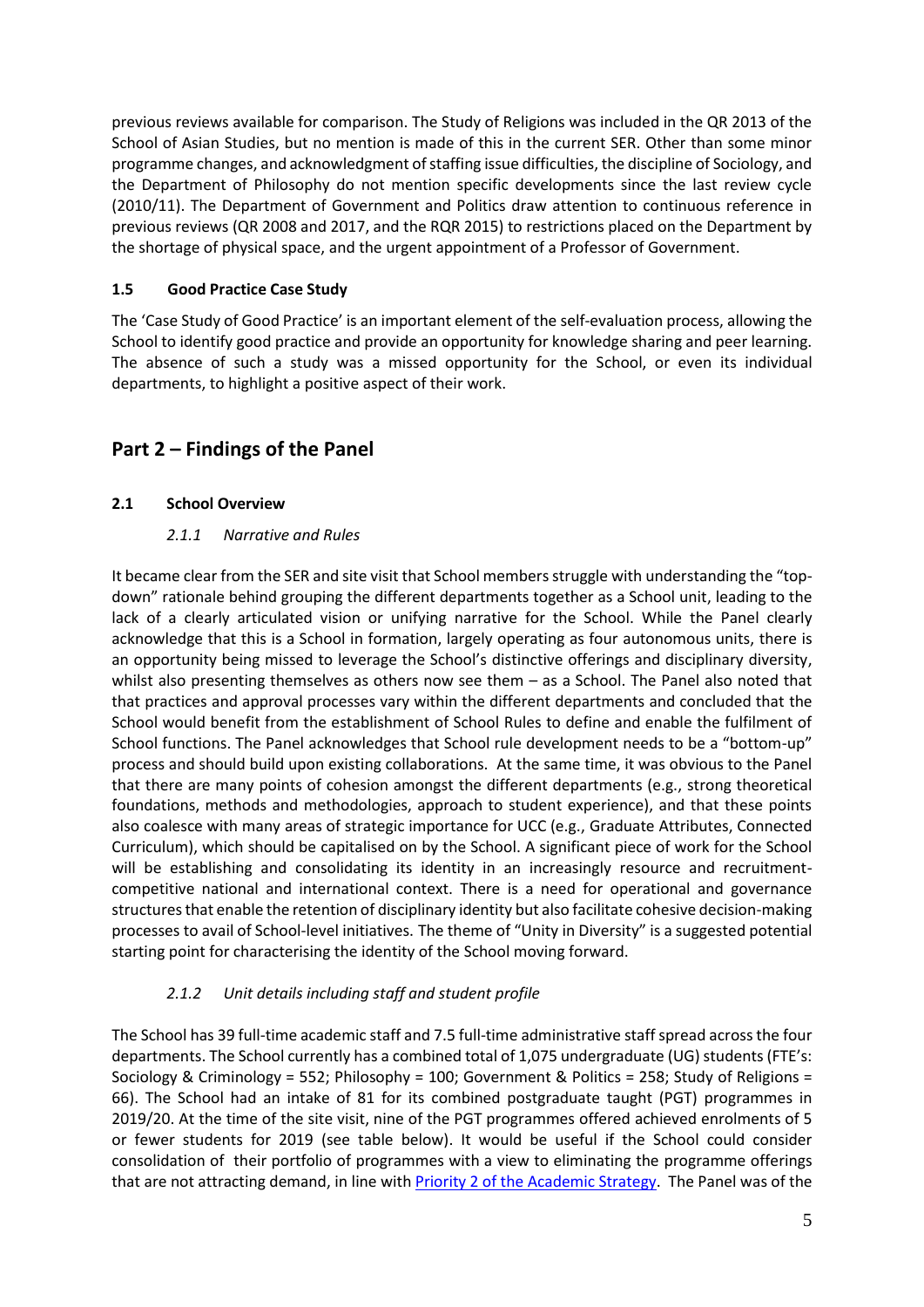previous reviews available for comparison. The Study of Religions was included in the QR 2013 of the School of Asian Studies, but no mention is made of this in the current SER. Other than some minor programme changes, and acknowledgment of staffing issue difficulties, the discipline of Sociology, and the Department of Philosophy do not mention specific developments since the last review cycle (2010/11). The Department of Government and Politics draw attention to continuous reference in previous reviews (QR 2008 and 2017, and the RQR 2015) to restrictions placed on the Department by the shortage of physical space, and the urgent appointment of a Professor of Government.

### 1.5 Good Practice Case Study

The 'Case Study of Good Practice' is an important element of the self-evaluation process, allowing the School to identify good practice and provide an opportunity for knowledge sharing and peer learning. The absence of such a study was a missed opportunity for the School, or even its individual departments, to highlight a positive aspect of their work.

## Part 2 – Findings of the Panel

### 2.1 School Overview

#### *2.1.1 Narrative and Rules*

It became clear from the SER and site visit that School members struggle with understanding the "top-down" rationale behind grouping the different departments together as a School unit, leading to the lack of a clearly articulated vision or unifying narrative for the School. While the Panel clearly acknowledge that this is a School in formation, largely operating as four autonomous units, there is an opportunity being missed to leverage the School's distinctive offerings and disciplinary diversity, whilst also presenting themselves as others now see them – as a School. The Panel also noted that that practices and approval processes vary within the different departments and concluded that the School would benefit from the establishment of School Rules to define and enable the fulfilment of School functions. The Panel acknowledges that School rule development needs to be a "bottom-up" process and should build upon existing collaborations. At the same time, it was obvious to the Panel that there are many points of cohesion amongst the different departments (e.g., strong theoretical foundations, methods and methodologies, approach to student experience), and that these points also coalesce with many areas of strategic importance for UCC (e.g., Graduate Attributes, Connected Curriculum), which should be capitalised on by the School. A significant piece of work for the School will be establishing and consolidating its identity in an increasingly resource and recruitment-competitive national and international context. There is a need for operational and governance structures that enable the retention of disciplinary identity but also facilitate cohesive decision-making processes to avail of School-level initiatives. The theme of "Unity in Diversity" is a suggested potential starting point for characterising the identity of the School moving forward.

#### *2.1.2 Unit details including staff and student profile*

The School has 39 full-time academic staff and 7.5 full-time administrative staff spread across the four departments. The School currently has a combined total of 1,075 undergraduate (UG) students (FTE's: Sociology & Criminology = 552; Philosophy = 100; Government & Politics = 258; Study of Religions = 66). The School had an intake of 81 for its combined postgraduate taught (PGT) programmes in 2019/20. At the time of the site visit, nine of the PGT programmes offered achieved enrolments of 5 or fewer students for 2019 (see table below). It would be useful if the School could consider consolidation of their portfolio of programmes with a view to eliminating the programme offerings that are not attracting demand, in line with [Priority 2 of the Academic Strategy](). The Panel was of the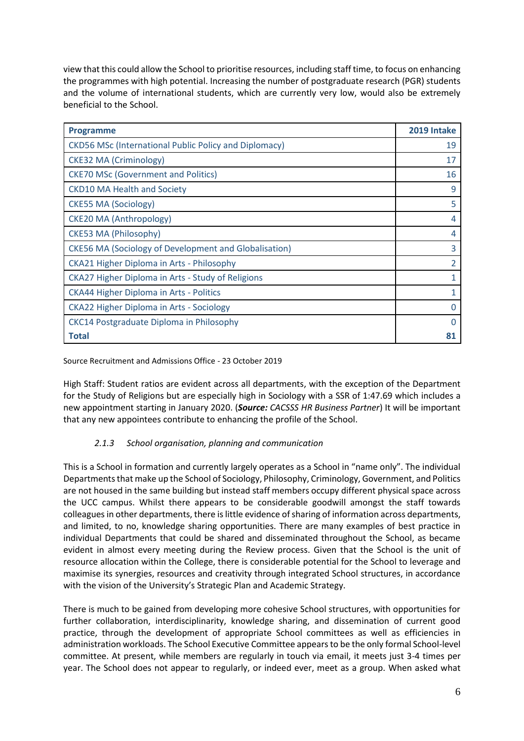view that this could allow the School to prioritise resources, including staff time, to focus on enhancing the programmes with high potential. Increasing the number of postgraduate research (PGR) students and the volume of international students, which are currently very low, would also be extremely beneficial to the School.

| Programme | 2019 Intake |
|---|---|
| CKD56 MSc (International Public Policy and Diplomacy) | 19 |
| CKE32 MA (Criminology) | 17 |
| CKE70 MSc (Government and Politics) | 16 |
| CKD10 MA Health and Society | 9 |
| CKE55 MA (Sociology) | 5 |
| CKE20 MA (Anthropology) | 4 |
| CKE53 MA (Philosophy) | 4 |
| CKE56 MA (Sociology of Development and Globalisation) | 3 |
| CKA21 Higher Diploma in Arts - Philosophy | 2 |
| CKA27 Higher Diploma in Arts - Study of Religions | 1 |
| CKA44 Higher Diploma in Arts - Politics | 1 |
| CKA22 Higher Diploma in Arts - Sociology | 0 |
| CKC14 Postgraduate Diploma in Philosophy | 0 |
| **Total** | **81** |

Source Recruitment and Admissions Office - 23 October 2019

High Staff: Student ratios are evident across all departments, with the exception of the Department for the Study of Religions but are especially high in Sociology with a SSR of 1:47.69 which includes a new appointment starting in January 2020. (***Source:*** *CACSSS HR Business Partner*) It will be important that any new appointees contribute to enhancing the profile of the School.

### *2.1.3 School organisation, planning and communication*

This is a School in formation and currently largely operates as a School in "name only". The individual Departments that make up the School of Sociology, Philosophy, Criminology, Government, and Politics are not housed in the same building but instead staff members occupy different physical space across the UCC campus. Whilst there appears to be considerable goodwill amongst the staff towards colleagues in other departments, there is little evidence of sharing of information across departments, and limited, to no, knowledge sharing opportunities. There are many examples of best practice in individual Departments that could be shared and disseminated throughout the School, as became evident in almost every meeting during the Review process. Given that the School is the unit of resource allocation within the College, there is considerable potential for the School to leverage and maximise its synergies, resources and creativity through integrated School structures, in accordance with the vision of the University's Strategic Plan and Academic Strategy.

There is much to be gained from developing more cohesive School structures, with opportunities for further collaboration, interdisciplinarity, knowledge sharing, and dissemination of current good practice, through the development of appropriate School committees as well as efficiencies in administration workloads. The School Executive Committee appears to be the only formal School-level committee. At present, while members are regularly in touch via email, it meets just 3-4 times per year. The School does not appear to regularly, or indeed ever, meet as a group. When asked what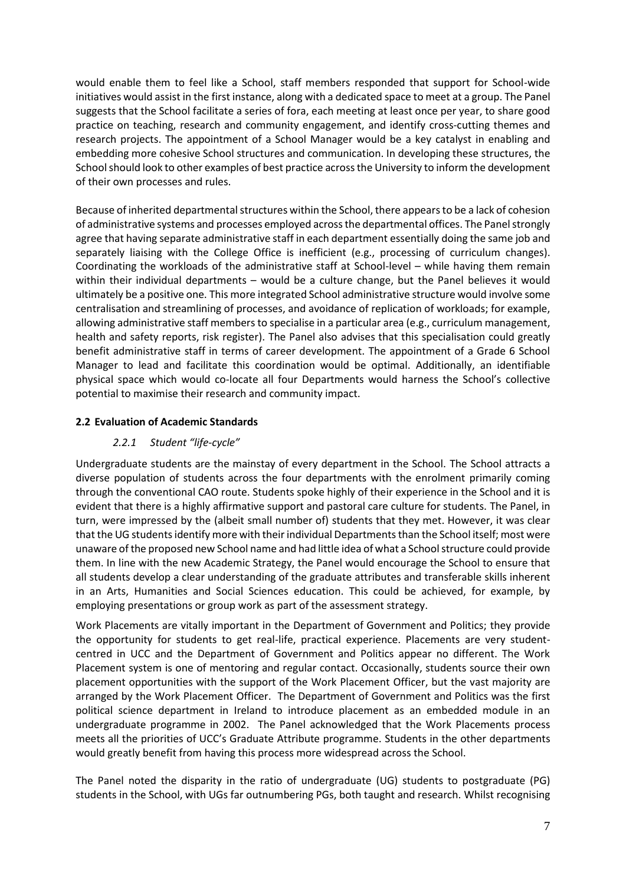would enable them to feel like a School, staff members responded that support for School-wide initiatives would assist in the first instance, along with a dedicated space to meet at a group. The Panel suggests that the School facilitate a series of fora, each meeting at least once per year, to share good practice on teaching, research and community engagement, and identify cross-cutting themes and research projects. The appointment of a School Manager would be a key catalyst in enabling and embedding more cohesive School structures and communication. In developing these structures, the School should look to other examples of best practice across the University to inform the development of their own processes and rules.

Because of inherited departmental structures within the School, there appears to be a lack of cohesion of administrative systems and processes employed across the departmental offices. The Panel strongly agree that having separate administrative staff in each department essentially doing the same job and separately liaising with the College Office is inefficient (e.g., processing of curriculum changes). Coordinating the workloads of the administrative staff at School-level – while having them remain within their individual departments – would be a culture change, but the Panel believes it would ultimately be a positive one. This more integrated School administrative structure would involve some centralisation and streamlining of processes, and avoidance of replication of workloads; for example, allowing administrative staff members to specialise in a particular area (e.g., curriculum management, health and safety reports, risk register). The Panel also advises that this specialisation could greatly benefit administrative staff in terms of career development. The appointment of a Grade 6 School Manager to lead and facilitate this coordination would be optimal. Additionally, an identifiable physical space which would co-locate all four Departments would harness the School's collective potential to maximise their research and community impact.

### 2.2 Evaluation of Academic Standards

#### *2.2.1 Student "life-cycle"*

Undergraduate students are the mainstay of every department in the School. The School attracts a diverse population of students across the four departments with the enrolment primarily coming through the conventional CAO route. Students spoke highly of their experience in the School and it is evident that there is a highly affirmative support and pastoral care culture for students. The Panel, in turn, were impressed by the (albeit small number of) students that they met. However, it was clear that the UG students identify more with their individual Departments than the School itself; most were unaware of the proposed new School name and had little idea of what a School structure could provide them. In line with the new Academic Strategy, the Panel would encourage the School to ensure that all students develop a clear understanding of the graduate attributes and transferable skills inherent in an Arts, Humanities and Social Sciences education. This could be achieved, for example, by employing presentations or group work as part of the assessment strategy.

Work Placements are vitally important in the Department of Government and Politics; they provide the opportunity for students to get real-life, practical experience. Placements are very student-centred in UCC and the Department of Government and Politics appear no different. The Work Placement system is one of mentoring and regular contact. Occasionally, students source their own placement opportunities with the support of the Work Placement Officer, but the vast majority are arranged by the Work Placement Officer. The Department of Government and Politics was the first political science department in Ireland to introduce placement as an embedded module in an undergraduate programme in 2002. The Panel acknowledged that the Work Placements process meets all the priorities of UCC's Graduate Attribute programme. Students in the other departments would greatly benefit from having this process more widespread across the School.

The Panel noted the disparity in the ratio of undergraduate (UG) students to postgraduate (PG) students in the School, with UGs far outnumbering PGs, both taught and research. Whilst recognising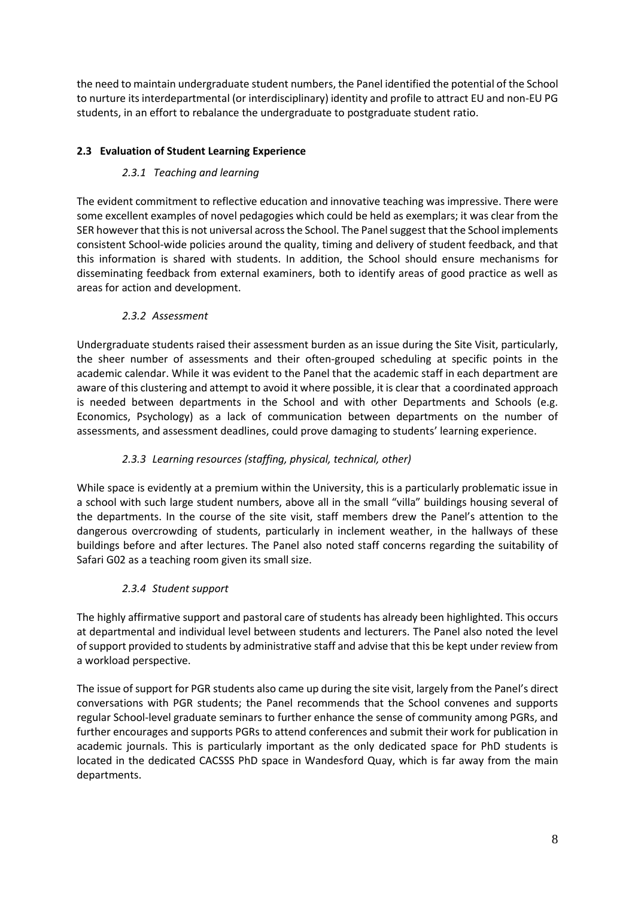the need to maintain undergraduate student numbers, the Panel identified the potential of the School to nurture its interdepartmental (or interdisciplinary) identity and profile to attract EU and non-EU PG students, in an effort to rebalance the undergraduate to postgraduate student ratio.

### 2.3 Evaluation of Student Learning Experience

#### *2.3.1 Teaching and learning*

The evident commitment to reflective education and innovative teaching was impressive. There were some excellent examples of novel pedagogies which could be held as exemplars; it was clear from the SER however that this is not universal across the School. The Panel suggest that the School implements consistent School-wide policies around the quality, timing and delivery of student feedback, and that this information is shared with students. In addition, the School should ensure mechanisms for disseminating feedback from external examiners, both to identify areas of good practice as well as areas for action and development.

#### *2.3.2 Assessment*

Undergraduate students raised their assessment burden as an issue during the Site Visit, particularly, the sheer number of assessments and their often-grouped scheduling at specific points in the academic calendar. While it was evident to the Panel that the academic staff in each department are aware of this clustering and attempt to avoid it where possible, it is clear that a coordinated approach is needed between departments in the School and with other Departments and Schools (e.g. Economics, Psychology) as a lack of communication between departments on the number of assessments, and assessment deadlines, could prove damaging to students' learning experience.

#### *2.3.3 Learning resources (staffing, physical, technical, other)*

While space is evidently at a premium within the University, this is a particularly problematic issue in a school with such large student numbers, above all in the small "villa" buildings housing several of the departments. In the course of the site visit, staff members drew the Panel's attention to the dangerous overcrowding of students, particularly in inclement weather, in the hallways of these buildings before and after lectures. The Panel also noted staff concerns regarding the suitability of Safari G02 as a teaching room given its small size.

#### *2.3.4 Student support*

The highly affirmative support and pastoral care of students has already been highlighted. This occurs at departmental and individual level between students and lecturers. The Panel also noted the level of support provided to students by administrative staff and advise that this be kept under review from a workload perspective.

The issue of support for PGR students also came up during the site visit, largely from the Panel's direct conversations with PGR students; the Panel recommends that the School convenes and supports regular School-level graduate seminars to further enhance the sense of community among PGRs, and further encourages and supports PGRs to attend conferences and submit their work for publication in academic journals. This is particularly important as the only dedicated space for PhD students is located in the dedicated CACSSS PhD space in Wandesford Quay, which is far away from the main departments.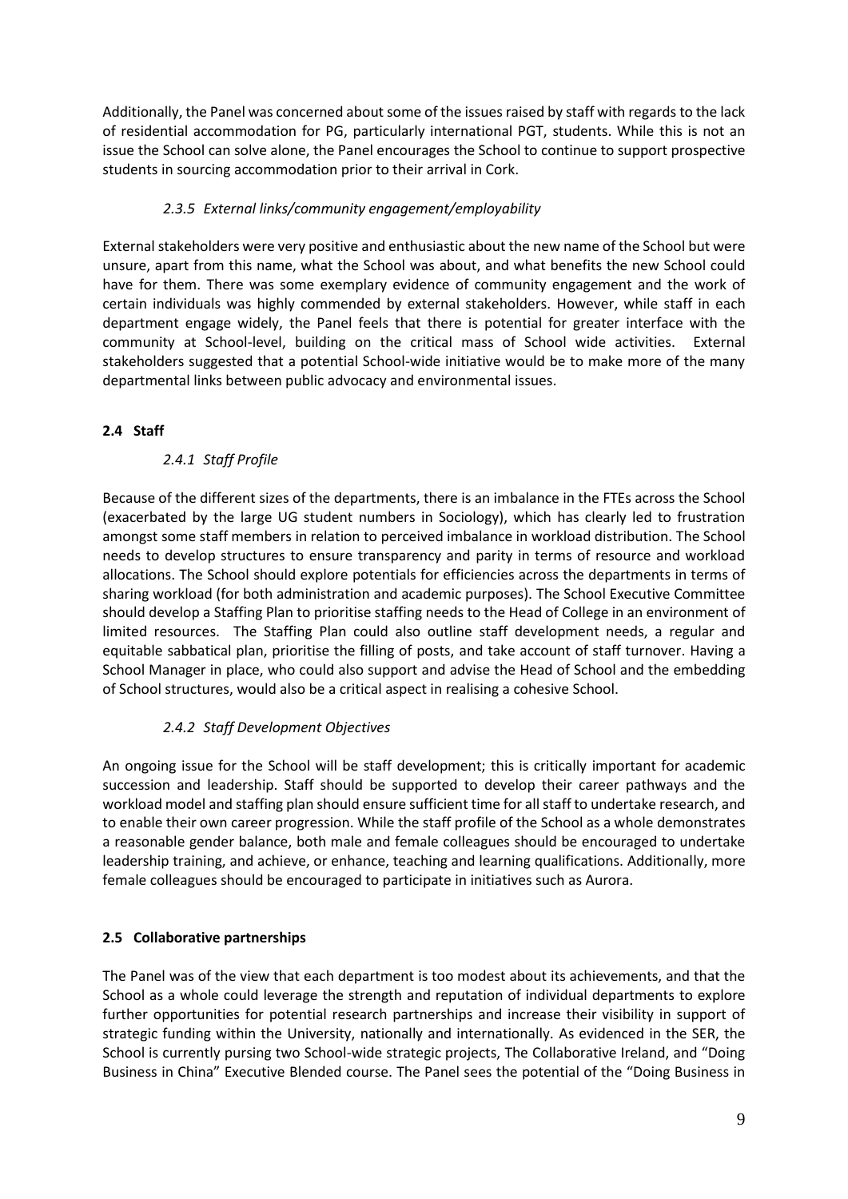Additionally, the Panel was concerned about some of the issues raised by staff with regards to the lack of residential accommodation for PG, particularly international PGT, students. While this is not an issue the School can solve alone, the Panel encourages the School to continue to support prospective students in sourcing accommodation prior to their arrival in Cork.

#### *2.3.5 External links/community engagement/employability*

External stakeholders were very positive and enthusiastic about the new name of the School but were unsure, apart from this name, what the School was about, and what benefits the new School could have for them. There was some exemplary evidence of community engagement and the work of certain individuals was highly commended by external stakeholders. However, while staff in each department engage widely, the Panel feels that there is potential for greater interface with the community at School-level, building on the critical mass of School wide activities. External stakeholders suggested that a potential School-wide initiative would be to make more of the many departmental links between public advocacy and environmental issues.

### **2.4 Staff**

#### *2.4.1 Staff Profile*

Because of the different sizes of the departments, there is an imbalance in the FTEs across the School (exacerbated by the large UG student numbers in Sociology), which has clearly led to frustration amongst some staff members in relation to perceived imbalance in workload distribution. The School needs to develop structures to ensure transparency and parity in terms of resource and workload allocations. The School should explore potentials for efficiencies across the departments in terms of sharing workload (for both administration and academic purposes). The School Executive Committee should develop a Staffing Plan to prioritise staffing needs to the Head of College in an environment of limited resources. The Staffing Plan could also outline staff development needs, a regular and equitable sabbatical plan, prioritise the filling of posts, and take account of staff turnover. Having a School Manager in place, who could also support and advise the Head of School and the embedding of School structures, would also be a critical aspect in realising a cohesive School.

#### *2.4.2 Staff Development Objectives*

An ongoing issue for the School will be staff development; this is critically important for academic succession and leadership. Staff should be supported to develop their career pathways and the workload model and staffing plan should ensure sufficient time for all staff to undertake research, and to enable their own career progression. While the staff profile of the School as a whole demonstrates a reasonable gender balance, both male and female colleagues should be encouraged to undertake leadership training, and achieve, or enhance, teaching and learning qualifications. Additionally, more female colleagues should be encouraged to participate in initiatives such as Aurora.

### **2.5 Collaborative partnerships**

The Panel was of the view that each department is too modest about its achievements, and that the School as a whole could leverage the strength and reputation of individual departments to explore further opportunities for potential research partnerships and increase their visibility in support of strategic funding within the University, nationally and internationally. As evidenced in the SER, the School is currently pursing two School-wide strategic projects, The Collaborative Ireland, and "Doing Business in China" Executive Blended course. The Panel sees the potential of the "Doing Business in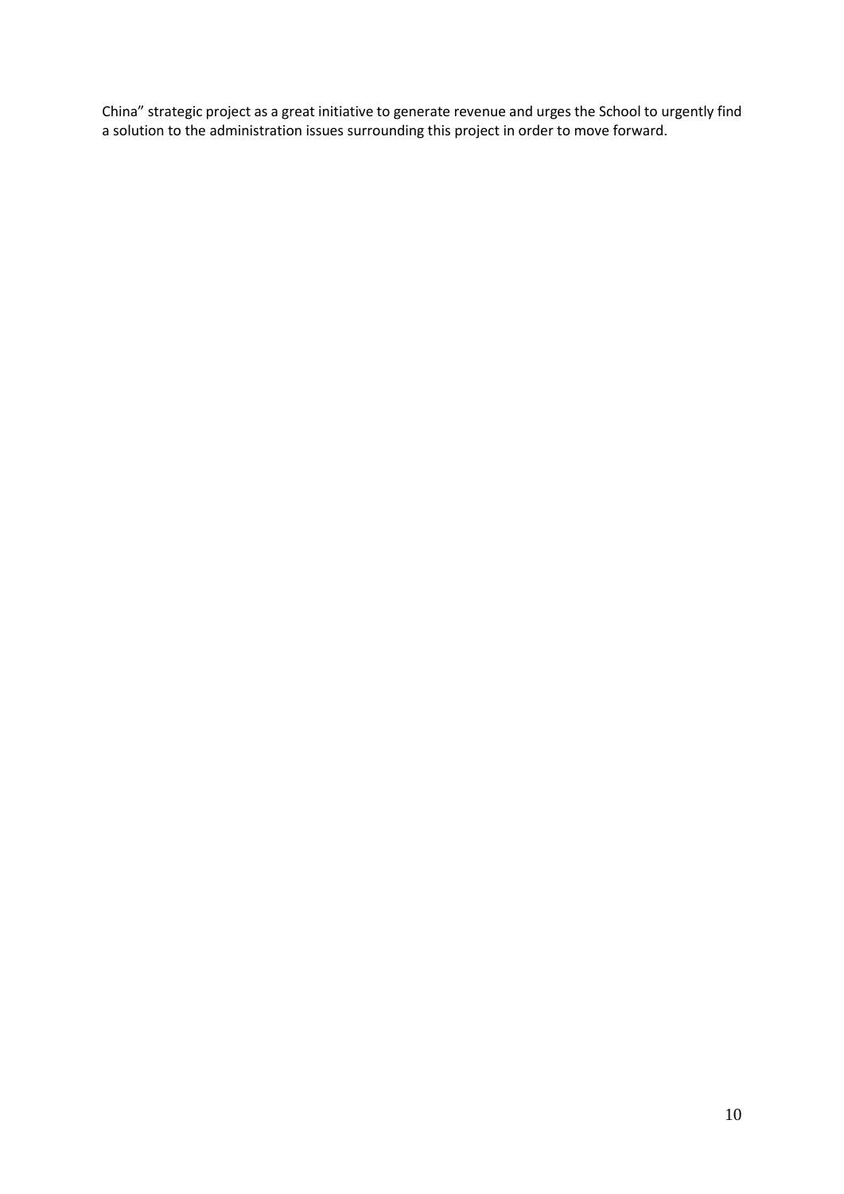China” strategic project as a great initiative to generate revenue and urges the School to urgently find a solution to the administration issues surrounding this project in order to move forward.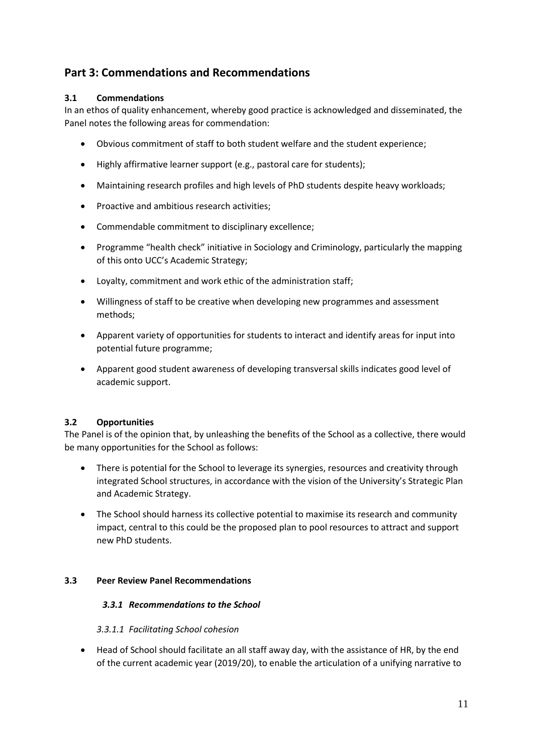## Part 3: Commendations and Recommendations

### 3.1 Commendations

In an ethos of quality enhancement, whereby good practice is acknowledged and disseminated, the Panel notes the following areas for commendation:

- Obvious commitment of staff to both student welfare and the student experience;
- Highly affirmative learner support (e.g., pastoral care for students);
- Maintaining research profiles and high levels of PhD students despite heavy workloads;
- Proactive and ambitious research activities;
- Commendable commitment to disciplinary excellence;
- Programme "health check" initiative in Sociology and Criminology, particularly the mapping of this onto UCC's Academic Strategy;
- Loyalty, commitment and work ethic of the administration staff;
- Willingness of staff to be creative when developing new programmes and assessment methods;
- Apparent variety of opportunities for students to interact and identify areas for input into potential future programme;
- Apparent good student awareness of developing transversal skills indicates good level of academic support.

### 3.2 Opportunities

The Panel is of the opinion that, by unleashing the benefits of the School as a collective, there would be many opportunities for the School as follows:

- There is potential for the School to leverage its synergies, resources and creativity through integrated School structures, in accordance with the vision of the University's Strategic Plan and Academic Strategy.
- The School should harness its collective potential to maximise its research and community impact, central to this could be the proposed plan to pool resources to attract and support new PhD students.

### 3.3 Peer Review Panel Recommendations

#### *3.3.1 Recommendations to the School*

*3.3.1.1 Facilitating School cohesion*

- Head of School should facilitate an all staff away day, with the assistance of HR, by the end of the current academic year (2019/20), to enable the articulation of a unifying narrative to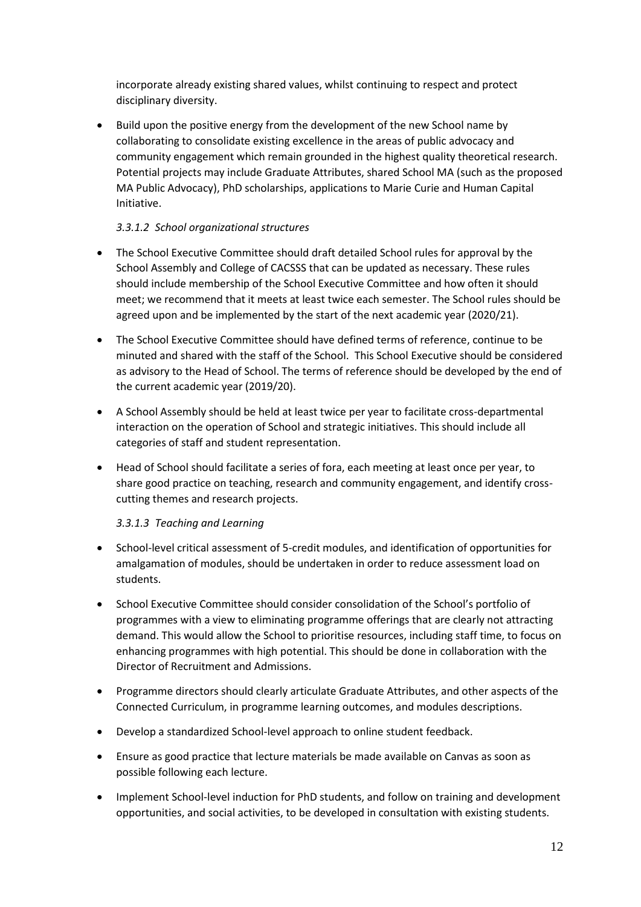incorporate already existing shared values, whilst continuing to respect and protect disciplinary diversity.

- Build upon the positive energy from the development of the new School name by collaborating to consolidate existing excellence in the areas of public advocacy and community engagement which remain grounded in the highest quality theoretical research. Potential projects may include Graduate Attributes, shared School MA (such as the proposed MA Public Advocacy), PhD scholarships, applications to Marie Curie and Human Capital Initiative.

#### *3.3.1.2 School organizational structures*

- The School Executive Committee should draft detailed School rules for approval by the School Assembly and College of CACSSS that can be updated as necessary. These rules should include membership of the School Executive Committee and how often it should meet; we recommend that it meets at least twice each semester. The School rules should be agreed upon and be implemented by the start of the next academic year (2020/21).
- The School Executive Committee should have defined terms of reference, continue to be minuted and shared with the staff of the School. This School Executive should be considered as advisory to the Head of School. The terms of reference should be developed by the end of the current academic year (2019/20).
- A School Assembly should be held at least twice per year to facilitate cross-departmental interaction on the operation of School and strategic initiatives. This should include all categories of staff and student representation.
- Head of School should facilitate a series of fora, each meeting at least once per year, to share good practice on teaching, research and community engagement, and identify cross-cutting themes and research projects.

#### *3.3.1.3 Teaching and Learning*

- School-level critical assessment of 5-credit modules, and identification of opportunities for amalgamation of modules, should be undertaken in order to reduce assessment load on students.
- School Executive Committee should consider consolidation of the School's portfolio of programmes with a view to eliminating programme offerings that are clearly not attracting demand. This would allow the School to prioritise resources, including staff time, to focus on enhancing programmes with high potential. This should be done in collaboration with the Director of Recruitment and Admissions.
- Programme directors should clearly articulate Graduate Attributes, and other aspects of the Connected Curriculum, in programme learning outcomes, and modules descriptions.
- Develop a standardized School-level approach to online student feedback.
- Ensure as good practice that lecture materials be made available on Canvas as soon as possible following each lecture.
- Implement School-level induction for PhD students, and follow on training and development opportunities, and social activities, to be developed in consultation with existing students.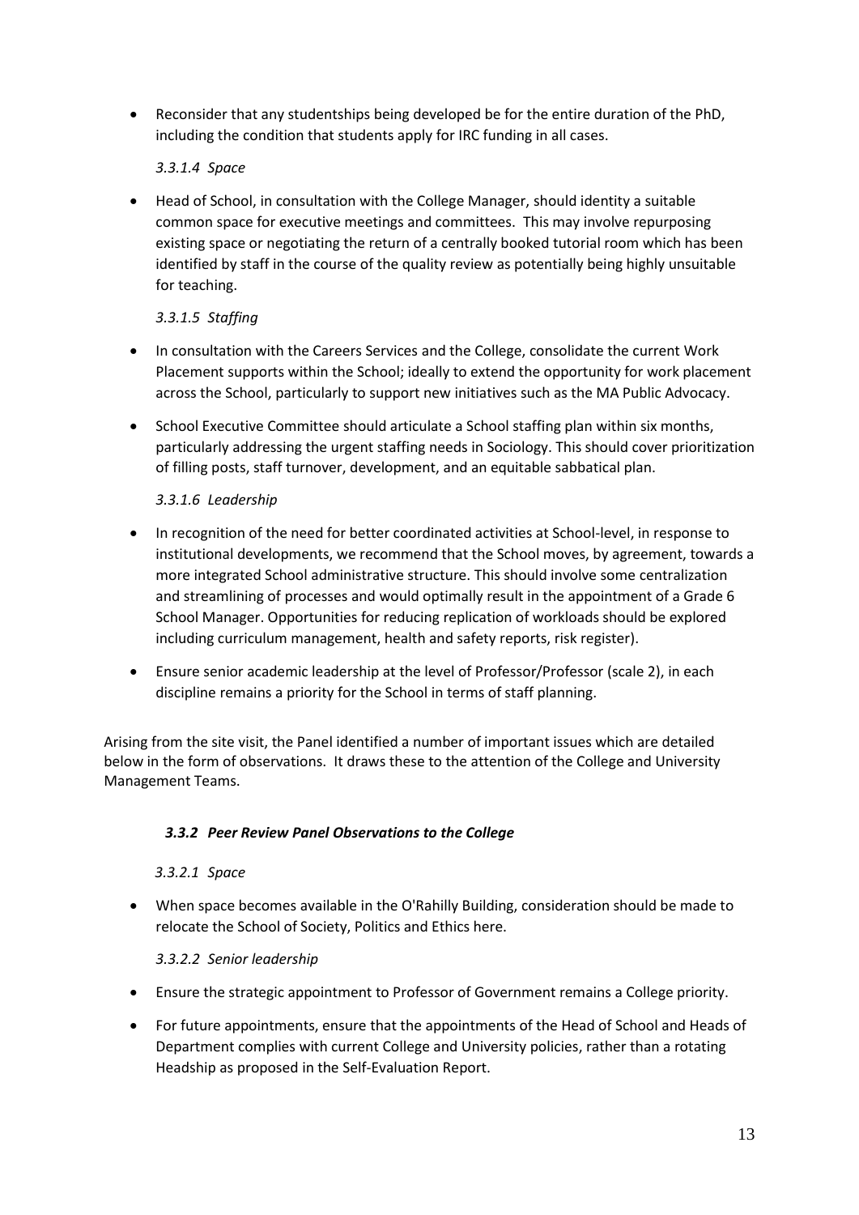- Reconsider that any studentships being developed be for the entire duration of the PhD, including the condition that students apply for IRC funding in all cases.

*3.3.1.4 Space*

- Head of School, in consultation with the College Manager, should identity a suitable common space for executive meetings and committees. This may involve repurposing existing space or negotiating the return of a centrally booked tutorial room which has been identified by staff in the course of the quality review as potentially being highly unsuitable for teaching.

*3.3.1.5 Staffing*

- In consultation with the Careers Services and the College, consolidate the current Work Placement supports within the School; ideally to extend the opportunity for work placement across the School, particularly to support new initiatives such as the MA Public Advocacy.
- School Executive Committee should articulate a School staffing plan within six months, particularly addressing the urgent staffing needs in Sociology. This should cover prioritization of filling posts, staff turnover, development, and an equitable sabbatical plan.

*3.3.1.6 Leadership*

- In recognition of the need for better coordinated activities at School-level, in response to institutional developments, we recommend that the School moves, by agreement, towards a more integrated School administrative structure. This should involve some centralization and streamlining of processes and would optimally result in the appointment of a Grade 6 School Manager. Opportunities for reducing replication of workloads should be explored including curriculum management, health and safety reports, risk register).
- Ensure senior academic leadership at the level of Professor/Professor (scale 2), in each discipline remains a priority for the School in terms of staff planning.

Arising from the site visit, the Panel identified a number of important issues which are detailed below in the form of observations. It draws these to the attention of the College and University Management Teams.

### *3.3.2 Peer Review Panel Observations to the College*

*3.3.2.1 Space*

- When space becomes available in the O'Rahilly Building, consideration should be made to relocate the School of Society, Politics and Ethics here.

*3.3.2.2 Senior leadership*

- Ensure the strategic appointment to Professor of Government remains a College priority.
- For future appointments, ensure that the appointments of the Head of School and Heads of Department complies with current College and University policies, rather than a rotating Headship as proposed in the Self-Evaluation Report.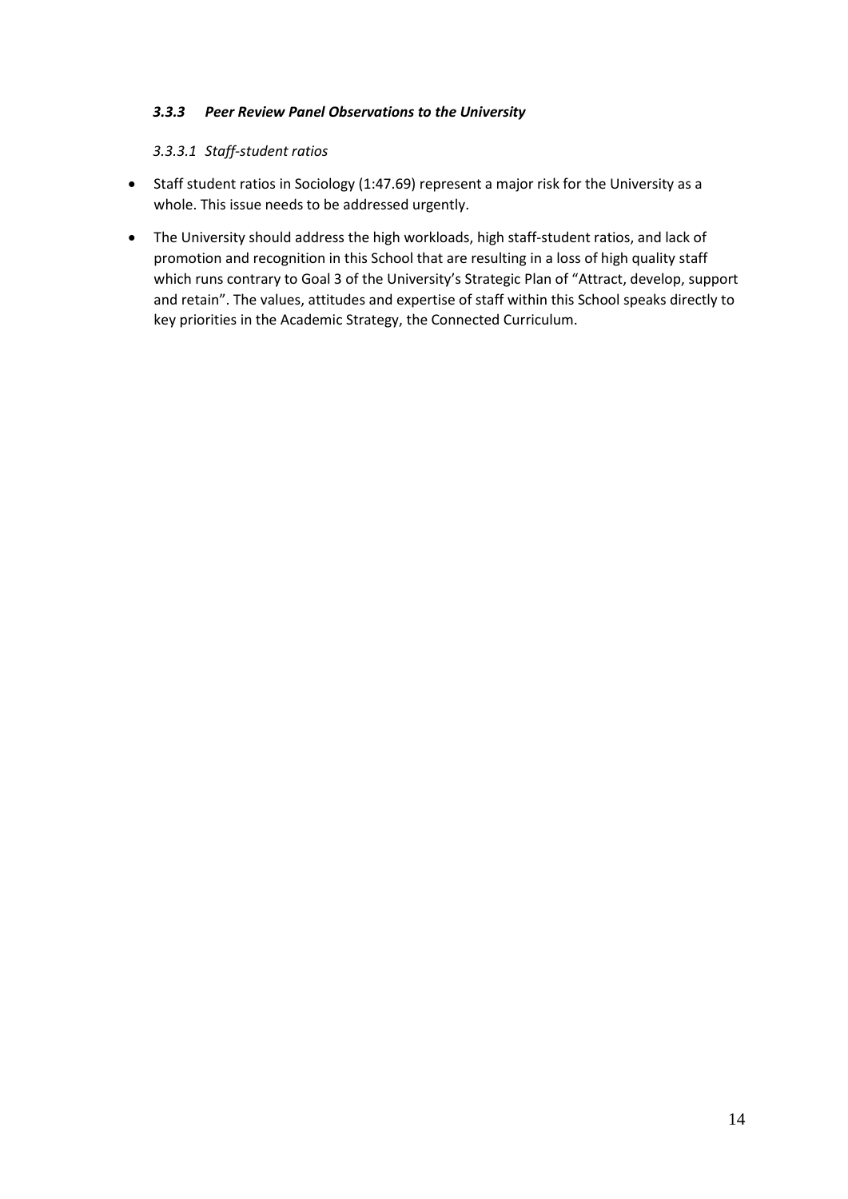### *3.3.3 Peer Review Panel Observations to the University*

#### *3.3.3.1 Staff-student ratios*

- Staff student ratios in Sociology (1:47.69) represent a major risk for the University as a whole. This issue needs to be addressed urgently.
- The University should address the high workloads, high staff-student ratios, and lack of promotion and recognition in this School that are resulting in a loss of high quality staff which runs contrary to Goal 3 of the University's Strategic Plan of "Attract, develop, support and retain". The values, attitudes and expertise of staff within this School speaks directly to key priorities in the Academic Strategy, the Connected Curriculum.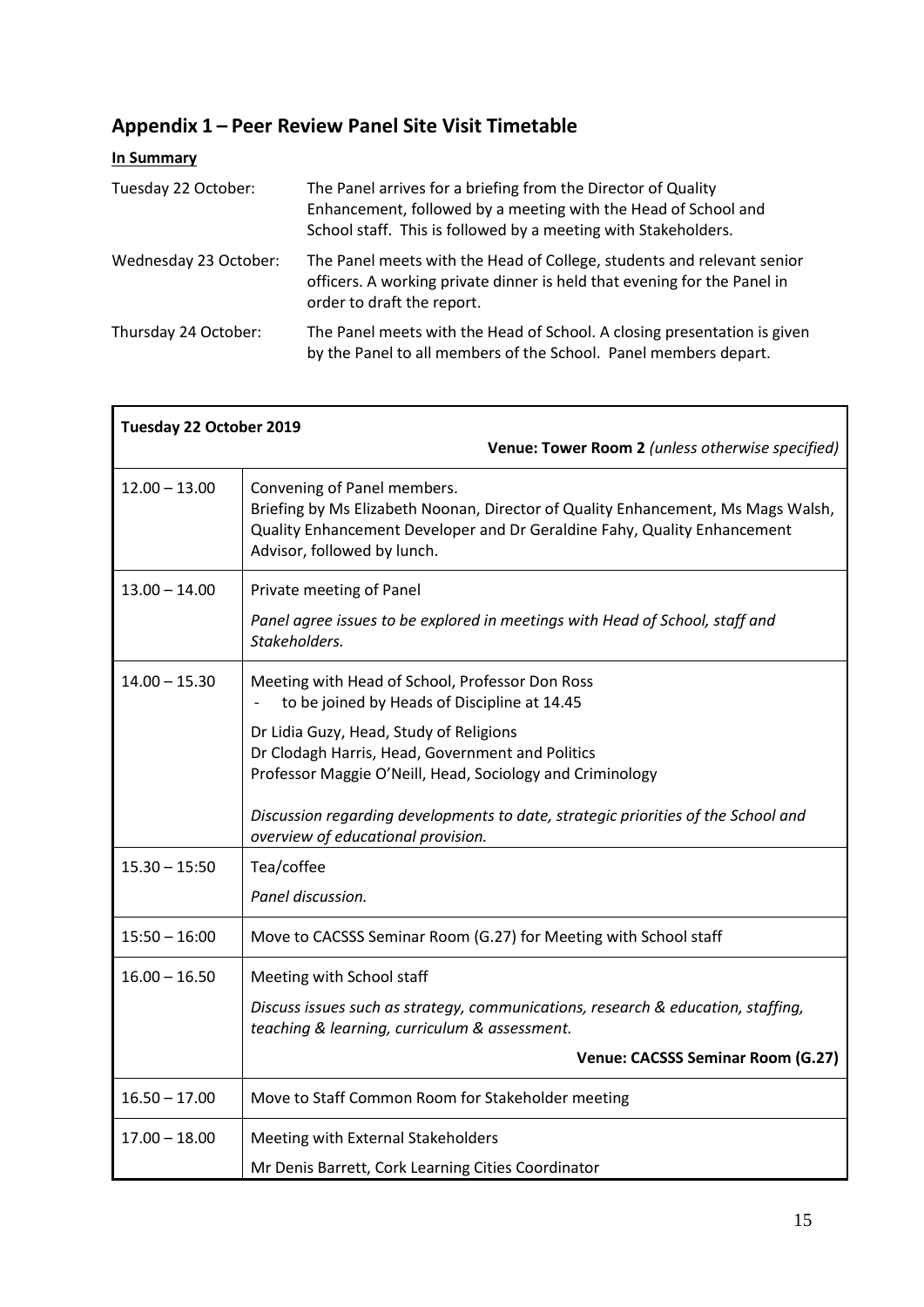## Appendix 1 – Peer Review Panel Site Visit Timetable

**In Summary**

| | |
|---|---|
| Tuesday 22 October: | The Panel arrives for a briefing from the Director of Quality Enhancement, followed by a meeting with the Head of School and School staff. This is followed by a meeting with Stakeholders. |
| Wednesday 23 October: | The Panel meets with the Head of College, students and relevant senior officers. A working private dinner is held that evening for the Panel in order to draft the report. |
| Thursday 24 October: | The Panel meets with the Head of School. A closing presentation is given by the Panel to all members of the School. Panel members depart. |

| **Tuesday 22 October 2019** | **Venue: Tower Room 2** *(unless otherwise specified)* |
|---|---|
| 12.00 – 13.00 | Convening of Panel members.<br>Briefing by Ms Elizabeth Noonan, Director of Quality Enhancement, Ms Mags Walsh, Quality Enhancement Developer and Dr Geraldine Fahy, Quality Enhancement Advisor, followed by lunch. |
| 13.00 – 14.00 | Private meeting of Panel<br>*Panel agree issues to be explored in meetings with Head of School, staff and Stakeholders.* |
| 14.00 – 15.30 | Meeting with Head of School, Professor Don Ross<br>- to be joined by Heads of Discipline at 14.45<br>Dr Lidia Guzy, Head, Study of Religions<br>Dr Clodagh Harris, Head, Government and Politics<br>Professor Maggie O'Neill, Head, Sociology and Criminology<br>*Discussion regarding developments to date, strategic priorities of the School and overview of educational provision.* |
| 15.30 – 15:50 | Tea/coffee<br>*Panel discussion.* |
| 15:50 – 16:00 | Move to CACSSS Seminar Room (G.27) for Meeting with School staff |
| 16.00 – 16.50 | Meeting with School staff<br>*Discuss issues such as strategy, communications, research & education, staffing, teaching & learning, curriculum & assessment.*<br>**Venue: CACSSS Seminar Room (G.27)** |
| 16.50 – 17.00 | Move to Staff Common Room for Stakeholder meeting |
| 17.00 – 18.00 | Meeting with External Stakeholders<br>Mr Denis Barrett, Cork Learning Cities Coordinator |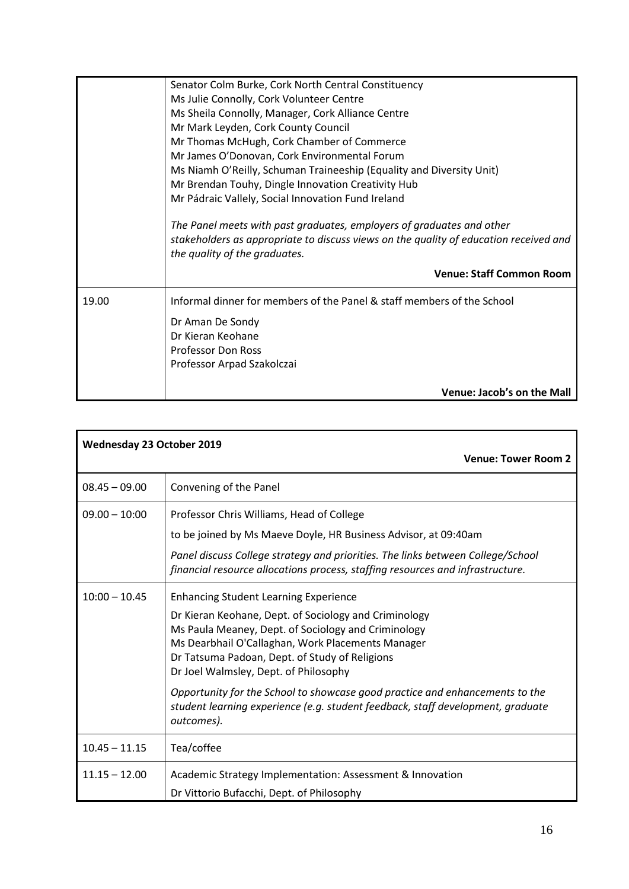| | |
|---|---|
| | Senator Colm Burke, Cork North Central Constituency<br>Ms Julie Connolly, Cork Volunteer Centre<br>Ms Sheila Connolly, Manager, Cork Alliance Centre<br>Mr Mark Leyden, Cork County Council<br>Mr Thomas McHugh, Cork Chamber of Commerce<br>Mr James O'Donovan, Cork Environmental Forum<br>Ms Niamh O'Reilly, Schuman Traineeship (Equality and Diversity Unit)<br>Mr Brendan Touhy, Dingle Innovation Creativity Hub<br>Mr Pádraic Vallely, Social Innovation Fund Ireland<br><br>*The Panel meets with past graduates, employers of graduates and other stakeholders as appropriate to discuss views on the quality of education received and the quality of the graduates.*<br><br>**Venue: Staff Common Room** |
| 19.00 | Informal dinner for members of the Panel & staff members of the School<br><br>Dr Aman De Sondy<br>Dr Kieran Keohane<br>Professor Don Ross<br>Professor Arpad Szakolczai<br><br>**Venue: Jacob's on the Mall** |

| **Wednesday 23 October 2019** | **Venue: Tower Room 2** |
|---|---|
| 08.45 – 09.00 | Convening of the Panel |
| 09.00 – 10:00 | Professor Chris Williams, Head of College<br><br>to be joined by Ms Maeve Doyle, HR Business Advisor, at 09:40am<br><br>*Panel discuss College strategy and priorities. The links between College/School financial resource allocations process, staffing resources and infrastructure.* |
| 10:00 – 10.45 | Enhancing Student Learning Experience<br><br>Dr Kieran Keohane, Dept. of Sociology and Criminology<br>Ms Paula Meaney, Dept. of Sociology and Criminology<br>Ms Dearbhail O'Callaghan, Work Placements Manager<br>Dr Tatsuma Padoan, Dept. of Study of Religions<br>Dr Joel Walmsley, Dept. of Philosophy<br><br>*Opportunity for the School to showcase good practice and enhancements to the student learning experience (e.g. student feedback, staff development, graduate outcomes).* |
| 10.45 – 11.15 | Tea/coffee |
| 11.15 – 12.00 | Academic Strategy Implementation: Assessment & Innovation<br><br>Dr Vittorio Bufacchi, Dept. of Philosophy |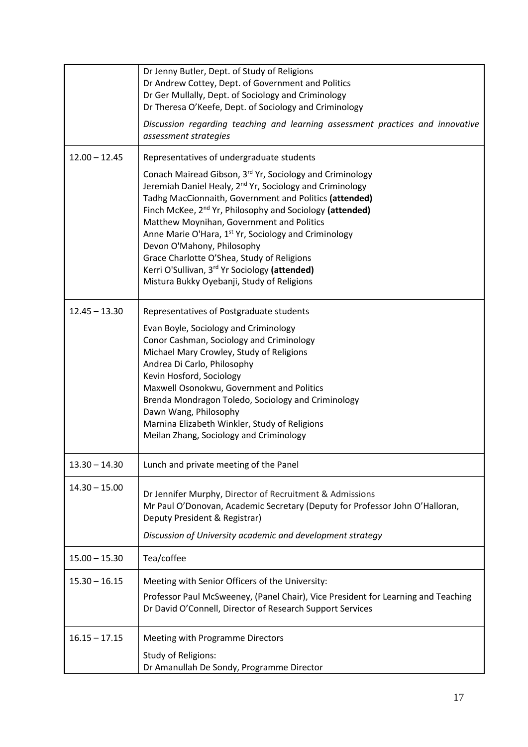| | |
|---|---|
| | Dr Jenny Butler, Dept. of Study of Religions<br>Dr Andrew Cottey, Dept. of Government and Politics<br>Dr Ger Mullally, Dept. of Sociology and Criminology<br>Dr Theresa O'Keefe, Dept. of Sociology and Criminology<br>*Discussion regarding teaching and learning assessment practices and innovative assessment strategies* |
| 12.00 – 12.45 | Representatives of undergraduate students<br>Conach Mairead Gibson, 3rd Yr, Sociology and Criminology<br>Jeremiah Daniel Healy, 2nd Yr, Sociology and Criminology<br>Tadhg MacCionnaith, Government and Politics **(attended)**<br>Finch McKee, 2nd Yr, Philosophy and Sociology **(attended)**<br>Matthew Moynihan, Government and Politics<br>Anne Marie O'Hara, 1st Yr, Sociology and Criminology<br>Devon O'Mahony, Philosophy<br>Grace Charlotte O'Shea, Study of Religions<br>Kerri O'Sullivan, 3rd Yr Sociology **(attended)**<br>Mistura Bukky Oyebanji, Study of Religions |
| 12.45 – 13.30 | Representatives of Postgraduate students<br>Evan Boyle, Sociology and Criminology<br>Conor Cashman, Sociology and Criminology<br>Michael Mary Crowley, Study of Religions<br>Andrea Di Carlo, Philosophy<br>Kevin Hosford, Sociology<br>Maxwell Osonokwu, Government and Politics<br>Brenda Mondragon Toledo, Sociology and Criminology<br>Dawn Wang, Philosophy<br>Marnina Elizabeth Winkler, Study of Religions<br>Meilan Zhang, Sociology and Criminology |
| 13.30 – 14.30 | Lunch and private meeting of the Panel |
| 14.30 – 15.00 | Dr Jennifer Murphy, Director of Recruitment & Admissions<br>Mr Paul O'Donovan, Academic Secretary (Deputy for Professor John O'Halloran, Deputy President & Registrar)<br>*Discussion of University academic and development strategy* |
| 15.00 – 15.30 | Tea/coffee |
| 15.30 – 16.15 | Meeting with Senior Officers of the University:<br>Professor Paul McSweeney, (Panel Chair), Vice President for Learning and Teaching<br>Dr David O'Connell, Director of Research Support Services |
| 16.15 – 17.15 | Meeting with Programme Directors<br>Study of Religions:<br>Dr Amanullah De Sondy, Programme Director |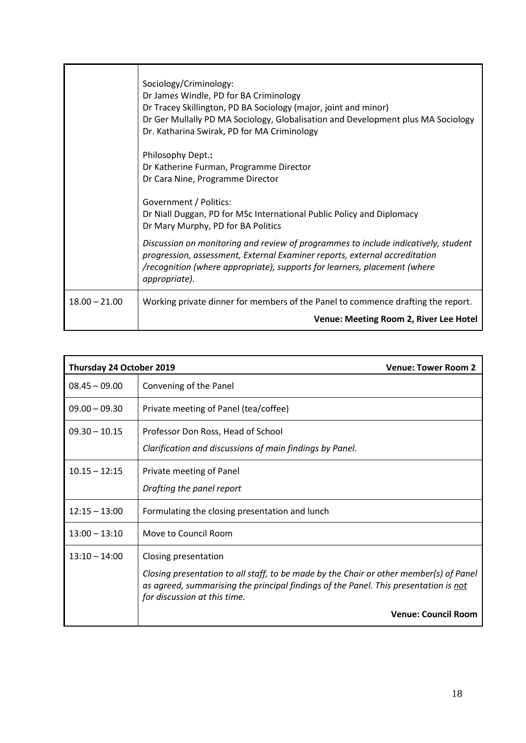| | |
|---|---|
| | Sociology/Criminology:<br>Dr James Windle, PD for BA Criminology<br>Dr Tracey Skillington, PD BA Sociology (major, joint and minor)<br>Dr Ger Mullally PD MA Sociology, Globalisation and Development plus MA Sociology<br>Dr. Katharina Swirak, PD for MA Criminology<br><br>Philosophy Dept.**:**<br>Dr Katherine Furman, Programme Director<br>Dr Cara Nine, Programme Director<br><br>Government / Politics:<br>Dr Niall Duggan, PD for MSc International Public Policy and Diplomacy<br>Dr Mary Murphy, PD for BA Politics<br><br>*Discussion on monitoring and review of programmes to include indicatively, student progression, assessment, External Examiner reports, external accreditation /recognition (where appropriate), supports for learners, placement (where appropriate).* |
| 18.00 – 21.00 | Working private dinner for members of the Panel to commence drafting the report.<br>**Venue: Meeting Room 2, River Lee Hotel** |

| **Thursday 24 October 2019** | **Venue: Tower Room 2** |
|---|---|
| 08.45 – 09.00 | Convening of the Panel |
| 09.00 – 09.30 | Private meeting of Panel (tea/coffee) |
| 09.30 – 10.15 | Professor Don Ross, Head of School<br>*Clarification and discussions of main findings by Panel.* |
| 10.15 – 12:15 | Private meeting of Panel<br>*Drafting the panel report* |
| 12:15 – 13:00 | Formulating the closing presentation and lunch |
| 13:00 – 13:10 | Move to Council Room |
| 13:10 – 14:00 | Closing presentation<br>*Closing presentation to all staff, to be made by the Chair or other member(s) of Panel as agreed, summarising the principal findings of the Panel. This presentation is <u>not</u> for discussion at this time.*<br>**Venue: Council Room** |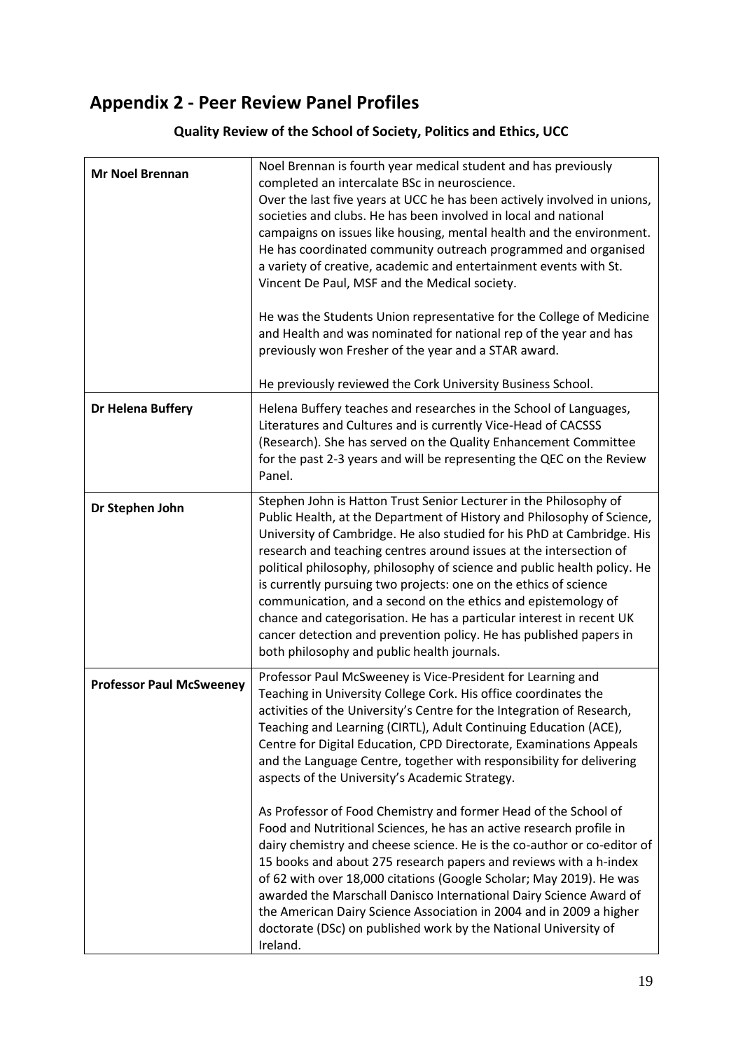# Appendix 2 - Peer Review Panel Profiles

### Quality Review of the School of Society, Politics and Ethics, UCC

| | |
|---|---|
| **Mr Noel Brennan** | Noel Brennan is fourth year medical student and has previously completed an intercalate BSc in neuroscience.<br>Over the last five years at UCC he has been actively involved in unions, societies and clubs. He has been involved in local and national campaigns on issues like housing, mental health and the environment. He has coordinated community outreach programmed and organised a variety of creative, academic and entertainment events with St. Vincent De Paul, MSF and the Medical society.<br><br>He was the Students Union representative for the College of Medicine and Health and was nominated for national rep of the year and has previously won Fresher of the year and a STAR award.<br><br>He previously reviewed the Cork University Business School. |
| **Dr Helena Buffery** | Helena Buffery teaches and researches in the School of Languages, Literatures and Cultures and is currently Vice-Head of CACSSS (Research). She has served on the Quality Enhancement Committee for the past 2-3 years and will be representing the QEC on the Review Panel. |
| **Dr Stephen John** | Stephen John is Hatton Trust Senior Lecturer in the Philosophy of Public Health, at the Department of History and Philosophy of Science, University of Cambridge. He also studied for his PhD at Cambridge. His research and teaching centres around issues at the intersection of political philosophy, philosophy of science and public health policy. He is currently pursuing two projects: one on the ethics of science communication, and a second on the ethics and epistemology of chance and categorisation. He has a particular interest in recent UK cancer detection and prevention policy. He has published papers in both philosophy and public health journals. |
| **Professor Paul McSweeney** | Professor Paul McSweeney is Vice-President for Learning and Teaching in University College Cork. His office coordinates the activities of the University's Centre for the Integration of Research, Teaching and Learning (CIRTL), Adult Continuing Education (ACE), Centre for Digital Education, CPD Directorate, Examinations Appeals and the Language Centre, together with responsibility for delivering aspects of the University's Academic Strategy.<br><br>As Professor of Food Chemistry and former Head of the School of Food and Nutritional Sciences, he has an active research profile in dairy chemistry and cheese science. He is the co-author or co-editor of 15 books and about 275 research papers and reviews with a h-index of 62 with over 18,000 citations (Google Scholar; May 2019). He was awarded the Marschall Danisco International Dairy Science Award of the American Dairy Science Association in 2004 and in 2009 a higher doctorate (DSc) on published work by the National University of Ireland. |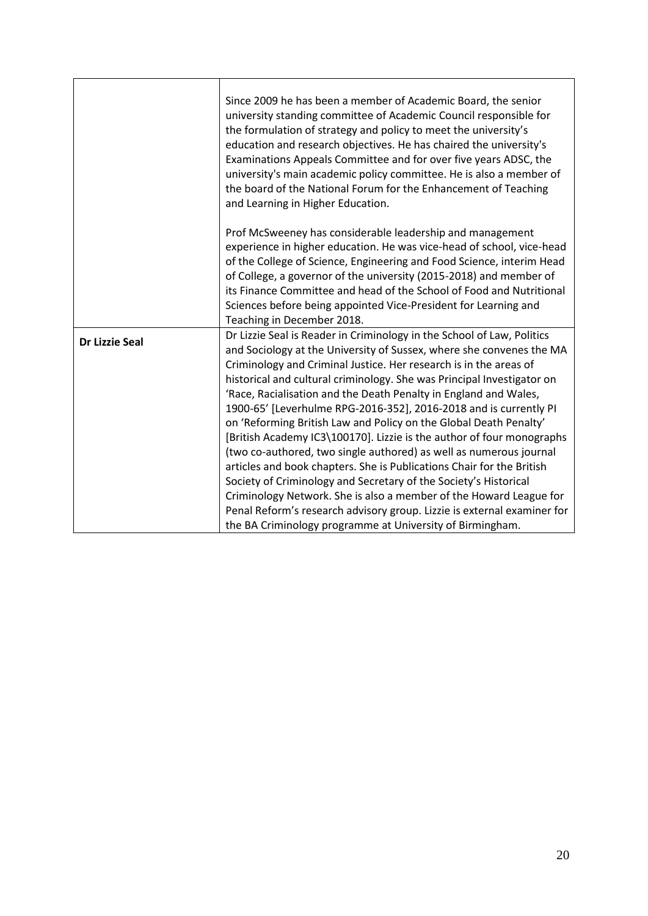| | |
|---|---|
| | Since 2009 he has been a member of Academic Board, the senior university standing committee of Academic Council responsible for the formulation of strategy and policy to meet the university's education and research objectives. He has chaired the university's Examinations Appeals Committee and for over five years ADSC, the university's main academic policy committee. He is also a member of the board of the National Forum for the Enhancement of Teaching and Learning in Higher Education.<br><br>Prof McSweeney has considerable leadership and management experience in higher education. He was vice-head of school, vice-head of the College of Science, Engineering and Food Science, interim Head of College, a governor of the university (2015-2018) and member of its Finance Committee and head of the School of Food and Nutritional Sciences before being appointed Vice-President for Learning and Teaching in December 2018. |
| **Dr Lizzie Seal** | Dr Lizzie Seal is Reader in Criminology in the School of Law, Politics and Sociology at the University of Sussex, where she convenes the MA Criminology and Criminal Justice. Her research is in the areas of historical and cultural criminology. She was Principal Investigator on 'Race, Racialisation and the Death Penalty in England and Wales, 1900-65' [Leverhulme RPG-2016-352], 2016-2018 and is currently PI on 'Reforming British Law and Policy on the Global Death Penalty' [British Academy IC3\100170]. Lizzie is the author of four monographs (two co-authored, two single authored) as well as numerous journal articles and book chapters. She is Publications Chair for the British Society of Criminology and Secretary of the Society's Historical Criminology Network. She is also a member of the Howard League for Penal Reform's research advisory group. Lizzie is external examiner for the BA Criminology programme at University of Birmingham. |